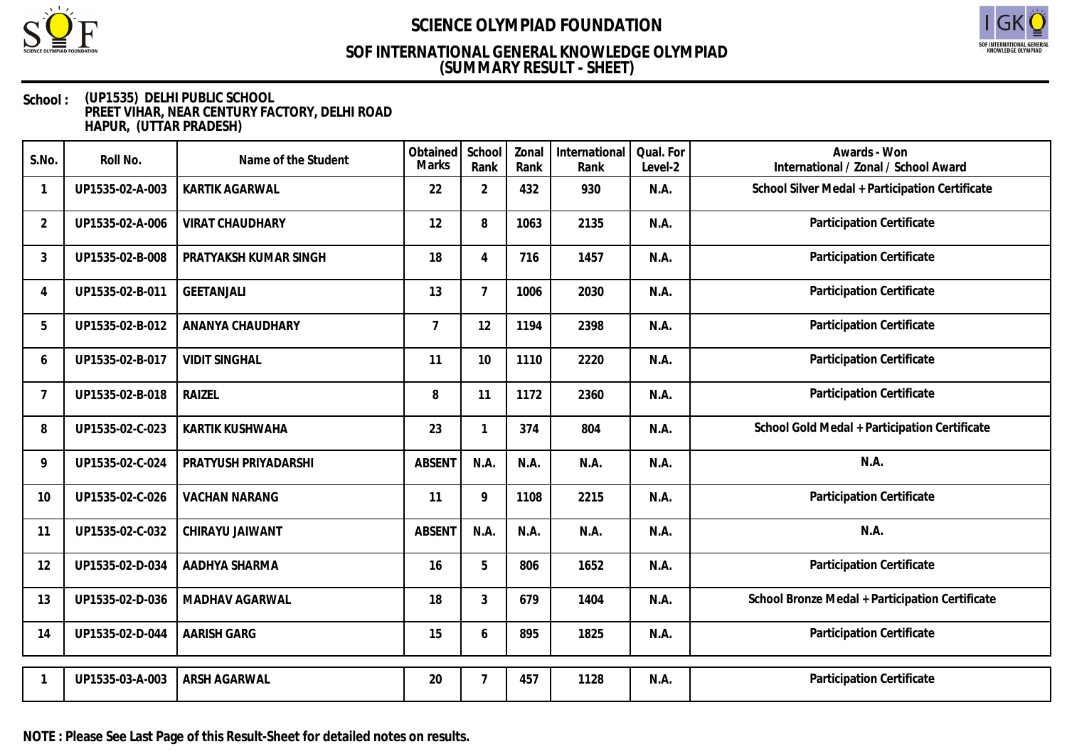# SCIENCE OLYMPIAD FOUNDATION

## SOF INTERNATIONAL GENERAL KNOWLEDGE OLYMPIAD
## (SUMMARY RESULT - SHEET)

**School :** (UP1535) DELHI PUBLIC SCHOOL
PREET VIHAR, NEAR CENTURY FACTORY, DELHI ROAD
HAPUR, (UTTAR PRADESH)

| S.No. | Roll No. | Name of the Student | Obtained Marks | School Rank | Zonal Rank | International Rank | Qual. For Level-2 | Awards - Won International / Zonal / School Award |
|---|---|---|---|---|---|---|---|---|
| 1 | UP1535-02-A-003 | KARTIK AGARWAL | 22 | 2 | 432 | 930 | N.A. | School Silver Medal + Participation Certificate |
| 2 | UP1535-02-A-006 | VIRAT CHAUDHARY | 12 | 8 | 1063 | 2135 | N.A. | Participation Certificate |
| 3 | UP1535-02-B-008 | PRATYAKSH KUMAR SINGH | 18 | 4 | 716 | 1457 | N.A. | Participation Certificate |
| 4 | UP1535-02-B-011 | GEETANJALI | 13 | 7 | 1006 | 2030 | N.A. | Participation Certificate |
| 5 | UP1535-02-B-012 | ANANYA CHAUDHARY | 7 | 12 | 1194 | 2398 | N.A. | Participation Certificate |
| 6 | UP1535-02-B-017 | VIDIT SINGHAL | 11 | 10 | 1110 | 2220 | N.A. | Participation Certificate |
| 7 | UP1535-02-B-018 | RAIZEL | 8 | 11 | 1172 | 2360 | N.A. | Participation Certificate |
| 8 | UP1535-02-C-023 | KARTIK KUSHWAHA | 23 | 1 | 374 | 804 | N.A. | School Gold Medal + Participation Certificate |
| 9 | UP1535-02-C-024 | PRATYUSH PRIYADARSHI | ABSENT | N.A. | N.A. | N.A. | N.A. | N.A. |
| 10 | UP1535-02-C-026 | VACHAN NARANG | 11 | 9 | 1108 | 2215 | N.A. | Participation Certificate |
| 11 | UP1535-02-C-032 | CHIRAYU JAIWANT | ABSENT | N.A. | N.A. | N.A. | N.A. | N.A. |
| 12 | UP1535-02-D-034 | AADHYA SHARMA | 16 | 5 | 806 | 1652 | N.A. | Participation Certificate |
| 13 | UP1535-02-D-036 | MADHAV AGARWAL | 18 | 3 | 679 | 1404 | N.A. | School Bronze Medal + Participation Certificate |
| 14 | UP1535-02-D-044 | AARISH GARG | 15 | 6 | 895 | 1825 | N.A. | Participation Certificate |
| 1 | UP1535-03-A-003 | ARSH AGARWAL | 20 | 7 | 457 | 1128 | N.A. | Participation Certificate |

**NOTE : Please See Last Page of this Result-Sheet for detailed notes on results.**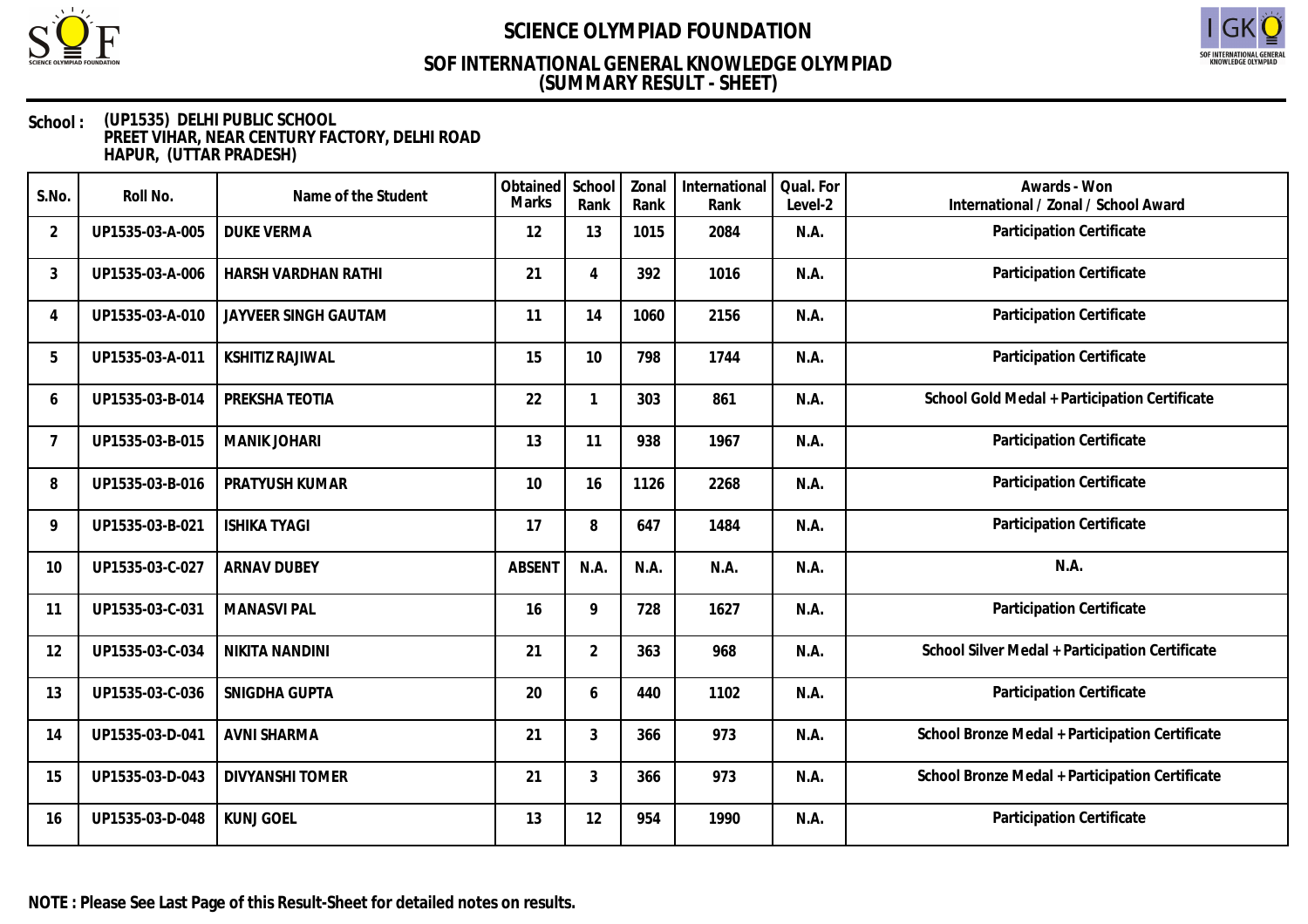# SCIENCE OLYMPIAD FOUNDATION

## SOF INTERNATIONAL GENERAL KNOWLEDGE OLYMPIAD
## (SUMMARY RESULT - SHEET)

**School :** (UP1535) DELHI PUBLIC SCHOOL
PREET VIHAR, NEAR CENTURY FACTORY, DELHI ROAD
HAPUR, (UTTAR PRADESH)

| S.No. | Roll No. | Name of the Student | Obtained Marks | School Rank | Zonal Rank | International Rank | Qual. For Level-2 | Awards - Won International / Zonal / School Award |
|---|---|---|---|---|---|---|---|---|
| 2 | UP1535-03-A-005 | DUKE VERMA | 12 | 13 | 1015 | 2084 | N.A. | Participation Certificate |
| 3 | UP1535-03-A-006 | HARSH VARDHAN RATHI | 21 | 4 | 392 | 1016 | N.A. | Participation Certificate |
| 4 | UP1535-03-A-010 | JAYVEER SINGH GAUTAM | 11 | 14 | 1060 | 2156 | N.A. | Participation Certificate |
| 5 | UP1535-03-A-011 | KSHITIZ RAJIWAL | 15 | 10 | 798 | 1744 | N.A. | Participation Certificate |
| 6 | UP1535-03-B-014 | PREKSHA TEOTIA | 22 | 1 | 303 | 861 | N.A. | School Gold Medal + Participation Certificate |
| 7 | UP1535-03-B-015 | MANIK JOHARI | 13 | 11 | 938 | 1967 | N.A. | Participation Certificate |
| 8 | UP1535-03-B-016 | PRATYUSH KUMAR | 10 | 16 | 1126 | 2268 | N.A. | Participation Certificate |
| 9 | UP1535-03-B-021 | ISHIKA TYAGI | 17 | 8 | 647 | 1484 | N.A. | Participation Certificate |
| 10 | UP1535-03-C-027 | ARNAV DUBEY | ABSENT | N.A. | N.A. | N.A. | N.A. | N.A. |
| 11 | UP1535-03-C-031 | MANASVI PAL | 16 | 9 | 728 | 1627 | N.A. | Participation Certificate |
| 12 | UP1535-03-C-034 | NIKITA NANDINI | 21 | 2 | 363 | 968 | N.A. | School Silver Medal + Participation Certificate |
| 13 | UP1535-03-C-036 | SNIGDHA GUPTA | 20 | 6 | 440 | 1102 | N.A. | Participation Certificate |
| 14 | UP1535-03-D-041 | AVNI SHARMA | 21 | 3 | 366 | 973 | N.A. | School Bronze Medal + Participation Certificate |
| 15 | UP1535-03-D-043 | DIVYANSHI TOMER | 21 | 3 | 366 | 973 | N.A. | School Bronze Medal + Participation Certificate |
| 16 | UP1535-03-D-048 | KUNJ GOEL | 13 | 12 | 954 | 1990 | N.A. | Participation Certificate |

**NOTE : Please See Last Page of this Result-Sheet for detailed notes on results.**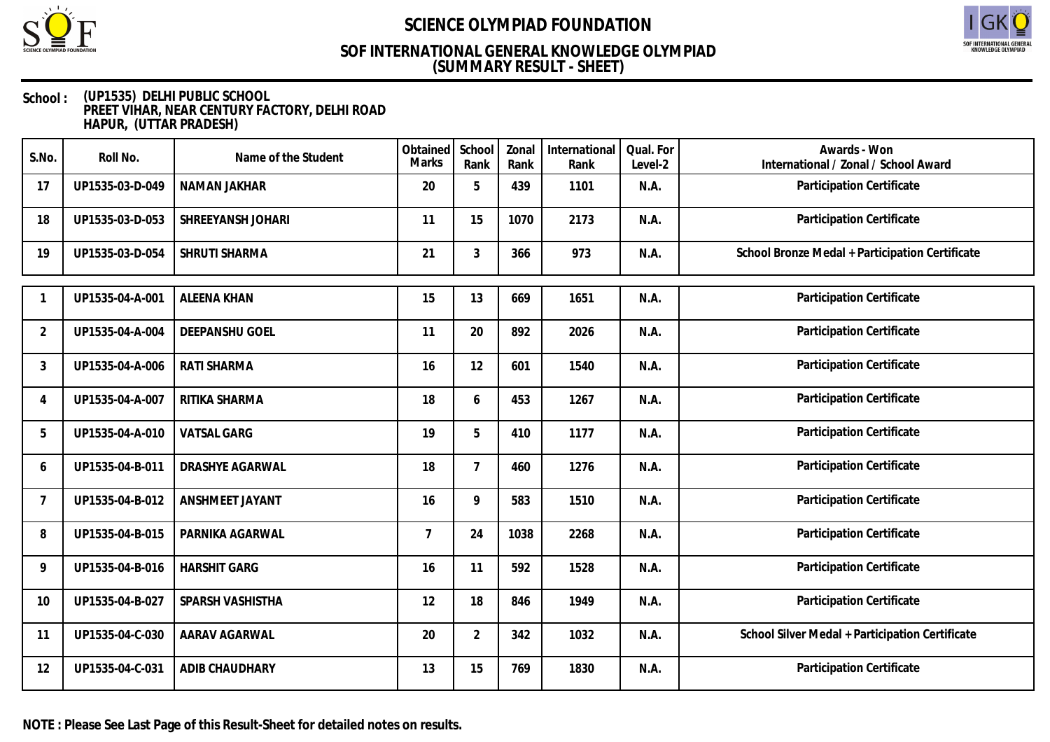# SCIENCE OLYMPIAD FOUNDATION

## SOF INTERNATIONAL GENERAL KNOWLEDGE OLYMPIAD
## (SUMMARY RESULT - SHEET)

**School :** (UP1535) DELHI PUBLIC SCHOOL
PREET VIHAR, NEAR CENTURY FACTORY, DELHI ROAD
HAPUR, (UTTAR PRADESH)

| S.No. | Roll No. | Name of the Student | Obtained Marks | School Rank | Zonal Rank | International Rank | Qual. For Level-2 | Awards - Won International / Zonal / School Award |
|---|---|---|---|---|---|---|---|---|
| 17 | UP1535-03-D-049 | NAMAN JAKHAR | 20 | 5 | 439 | 1101 | N.A. | Participation Certificate |
| 18 | UP1535-03-D-053 | SHREEYANSH JOHARI | 11 | 15 | 1070 | 2173 | N.A. | Participation Certificate |
| 19 | UP1535-03-D-054 | SHRUTI SHARMA | 21 | 3 | 366 | 973 | N.A. | School Bronze Medal + Participation Certificate |

| S.No. | Roll No. | Name of the Student | Obtained Marks | School Rank | Zonal Rank | International Rank | Qual. For Level-2 | Awards - Won International / Zonal / School Award |
|---|---|---|---|---|---|---|---|---|
| 1 | UP1535-04-A-001 | ALEENA KHAN | 15 | 13 | 669 | 1651 | N.A. | Participation Certificate |
| 2 | UP1535-04-A-004 | DEEPANSHU GOEL | 11 | 20 | 892 | 2026 | N.A. | Participation Certificate |
| 3 | UP1535-04-A-006 | RATI SHARMA | 16 | 12 | 601 | 1540 | N.A. | Participation Certificate |
| 4 | UP1535-04-A-007 | RITIKA SHARMA | 18 | 6 | 453 | 1267 | N.A. | Participation Certificate |
| 5 | UP1535-04-A-010 | VATSAL GARG | 19 | 5 | 410 | 1177 | N.A. | Participation Certificate |
| 6 | UP1535-04-B-011 | DRASHYE AGARWAL | 18 | 7 | 460 | 1276 | N.A. | Participation Certificate |
| 7 | UP1535-04-B-012 | ANSHMEET JAYANT | 16 | 9 | 583 | 1510 | N.A. | Participation Certificate |
| 8 | UP1535-04-B-015 | PARNIKA AGARWAL | 7 | 24 | 1038 | 2268 | N.A. | Participation Certificate |
| 9 | UP1535-04-B-016 | HARSHIT GARG | 16 | 11 | 592 | 1528 | N.A. | Participation Certificate |
| 10 | UP1535-04-B-027 | SPARSH VASHISTHA | 12 | 18 | 846 | 1949 | N.A. | Participation Certificate |
| 11 | UP1535-04-C-030 | AARAV AGARWAL | 20 | 2 | 342 | 1032 | N.A. | School Silver Medal + Participation Certificate |
| 12 | UP1535-04-C-031 | ADIB CHAUDHARY | 13 | 15 | 769 | 1830 | N.A. | Participation Certificate |

**NOTE : Please See Last Page of this Result-Sheet for detailed notes on results.**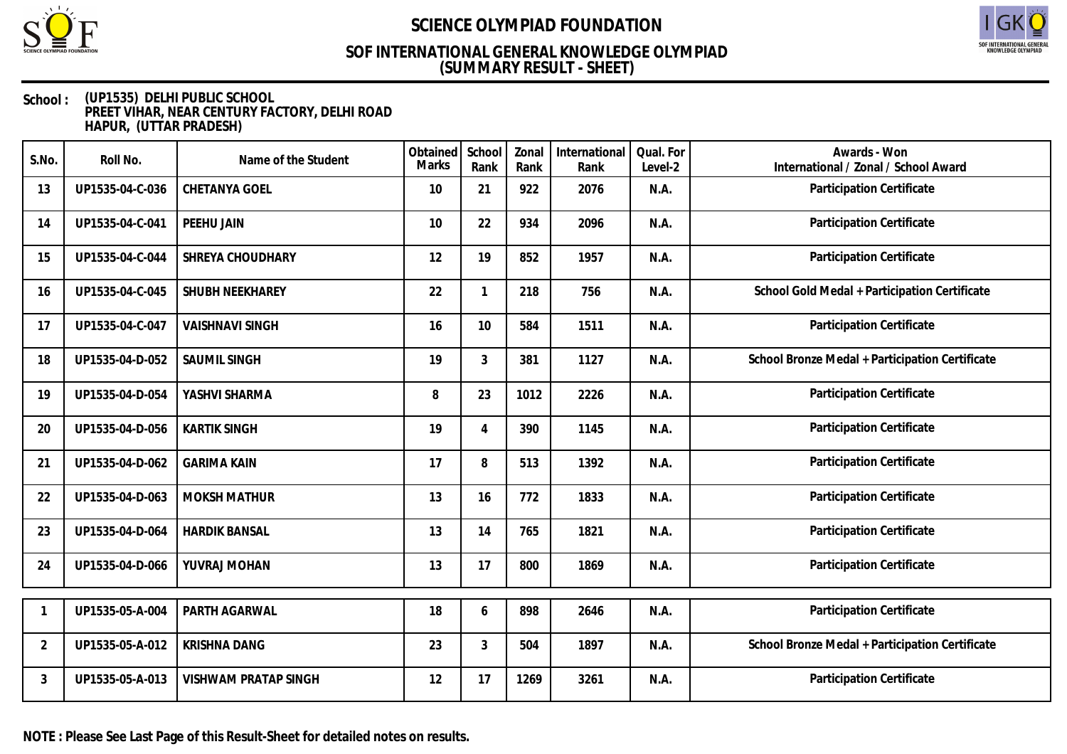# SCIENCE OLYMPIAD FOUNDATION

## SOF INTERNATIONAL GENERAL KNOWLEDGE OLYMPIAD
## (SUMMARY RESULT - SHEET)

**School :** (UP1535) DELHI PUBLIC SCHOOL
PREET VIHAR, NEAR CENTURY FACTORY, DELHI ROAD
HAPUR, (UTTAR PRADESH)

| S.No. | Roll No. | Name of the Student | Obtained Marks | School Rank | Zonal Rank | International Rank | Qual. For Level-2 | Awards - Won International / Zonal / School Award |
|---|---|---|---|---|---|---|---|---|
| 13 | UP1535-04-C-036 | CHETANYA GOEL | 10 | 21 | 922 | 2076 | N.A. | Participation Certificate |
| 14 | UP1535-04-C-041 | PEEHU JAIN | 10 | 22 | 934 | 2096 | N.A. | Participation Certificate |
| 15 | UP1535-04-C-044 | SHREYA CHOUDHARY | 12 | 19 | 852 | 1957 | N.A. | Participation Certificate |
| 16 | UP1535-04-C-045 | SHUBH NEEKHAREY | 22 | 1 | 218 | 756 | N.A. | School Gold Medal + Participation Certificate |
| 17 | UP1535-04-C-047 | VAISHNAVI SINGH | 16 | 10 | 584 | 1511 | N.A. | Participation Certificate |
| 18 | UP1535-04-D-052 | SAUMIL SINGH | 19 | 3 | 381 | 1127 | N.A. | School Bronze Medal + Participation Certificate |
| 19 | UP1535-04-D-054 | YASHVI SHARMA | 8 | 23 | 1012 | 2226 | N.A. | Participation Certificate |
| 20 | UP1535-04-D-056 | KARTIK SINGH | 19 | 4 | 390 | 1145 | N.A. | Participation Certificate |
| 21 | UP1535-04-D-062 | GARIMA KAIN | 17 | 8 | 513 | 1392 | N.A. | Participation Certificate |
| 22 | UP1535-04-D-063 | MOKSH MATHUR | 13 | 16 | 772 | 1833 | N.A. | Participation Certificate |
| 23 | UP1535-04-D-064 | HARDIK BANSAL | 13 | 14 | 765 | 1821 | N.A. | Participation Certificate |
| 24 | UP1535-04-D-066 | YUVRAJ MOHAN | 13 | 17 | 800 | 1869 | N.A. | Participation Certificate |
| 1 | UP1535-05-A-004 | PARTH AGARWAL | 18 | 6 | 898 | 2646 | N.A. | Participation Certificate |
| 2 | UP1535-05-A-012 | KRISHNA DANG | 23 | 3 | 504 | 1897 | N.A. | School Bronze Medal + Participation Certificate |
| 3 | UP1535-05-A-013 | VISHWAM PRATAP SINGH | 12 | 17 | 1269 | 3261 | N.A. | Participation Certificate |

**NOTE : Please See Last Page of this Result-Sheet for detailed notes on results.**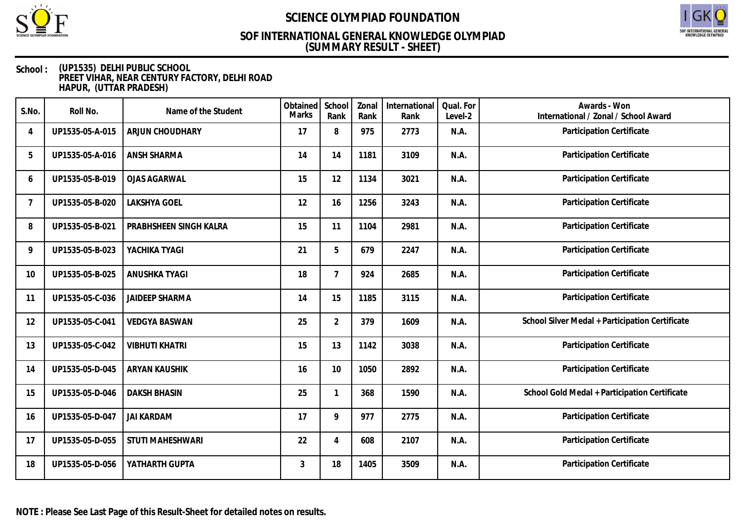# SCIENCE OLYMPIAD FOUNDATION

## SOF INTERNATIONAL GENERAL KNOWLEDGE OLYMPIAD
## (SUMMARY RESULT - SHEET)

**School :** (UP1535) DELHI PUBLIC SCHOOL
PREET VIHAR, NEAR CENTURY FACTORY, DELHI ROAD
HAPUR, (UTTAR PRADESH)

| S.No. | Roll No. | Name of the Student | Obtained Marks | School Rank | Zonal Rank | International Rank | Qual. For Level-2 | Awards - Won International / Zonal / School Award |
|---|---|---|---|---|---|---|---|---|
| 4 | UP1535-05-A-015 | ARJUN CHOUDHARY | 17 | 8 | 975 | 2773 | N.A. | Participation Certificate |
| 5 | UP1535-05-A-016 | ANSH SHARMA | 14 | 14 | 1181 | 3109 | N.A. | Participation Certificate |
| 6 | UP1535-05-B-019 | OJAS AGARWAL | 15 | 12 | 1134 | 3021 | N.A. | Participation Certificate |
| 7 | UP1535-05-B-020 | LAKSHYA GOEL | 12 | 16 | 1256 | 3243 | N.A. | Participation Certificate |
| 8 | UP1535-05-B-021 | PRABHSHEEN SINGH KALRA | 15 | 11 | 1104 | 2981 | N.A. | Participation Certificate |
| 9 | UP1535-05-B-023 | YACHIKA TYAGI | 21 | 5 | 679 | 2247 | N.A. | Participation Certificate |
| 10 | UP1535-05-B-025 | ANUSHKA TYAGI | 18 | 7 | 924 | 2685 | N.A. | Participation Certificate |
| 11 | UP1535-05-C-036 | JAIDEEP SHARMA | 14 | 15 | 1185 | 3115 | N.A. | Participation Certificate |
| 12 | UP1535-05-C-041 | VEDGYA BASWAN | 25 | 2 | 379 | 1609 | N.A. | School Silver Medal + Participation Certificate |
| 13 | UP1535-05-C-042 | VIBHUTI KHATRI | 15 | 13 | 1142 | 3038 | N.A. | Participation Certificate |
| 14 | UP1535-05-D-045 | ARYAN KAUSHIK | 16 | 10 | 1050 | 2892 | N.A. | Participation Certificate |
| 15 | UP1535-05-D-046 | DAKSH BHASIN | 25 | 1 | 368 | 1590 | N.A. | School Gold Medal + Participation Certificate |
| 16 | UP1535-05-D-047 | JAI KARDAM | 17 | 9 | 977 | 2775 | N.A. | Participation Certificate |
| 17 | UP1535-05-D-055 | STUTI MAHESHWARI | 22 | 4 | 608 | 2107 | N.A. | Participation Certificate |
| 18 | UP1535-05-D-056 | YATHARTH GUPTA | 3 | 18 | 1405 | 3509 | N.A. | Participation Certificate |

**NOTE : Please See Last Page of this Result-Sheet for detailed notes on results.**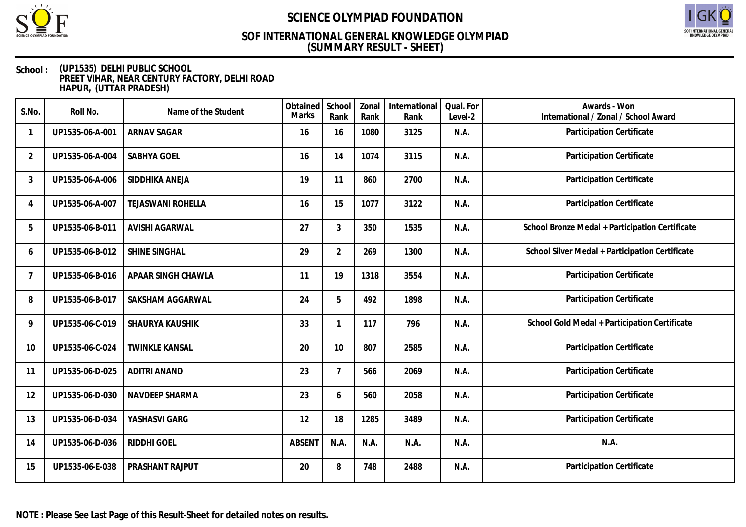# SCIENCE OLYMPIAD FOUNDATION

## SOF INTERNATIONAL GENERAL KNOWLEDGE OLYMPIAD
## (SUMMARY RESULT - SHEET)

**School :** (UP1535) DELHI PUBLIC SCHOOL
PREET VIHAR, NEAR CENTURY FACTORY, DELHI ROAD
HAPUR, (UTTAR PRADESH)

| S.No. | Roll No. | Name of the Student | Obtained Marks | School Rank | Zonal Rank | International Rank | Qual. For Level-2 | Awards - Won International / Zonal / School Award |
|---|---|---|---|---|---|---|---|---|
| 1 | UP1535-06-A-001 | ARNAV SAGAR | 16 | 16 | 1080 | 3125 | N.A. | Participation Certificate |
| 2 | UP1535-06-A-004 | SABHYA GOEL | 16 | 14 | 1074 | 3115 | N.A. | Participation Certificate |
| 3 | UP1535-06-A-006 | SIDDHIKA ANEJA | 19 | 11 | 860 | 2700 | N.A. | Participation Certificate |
| 4 | UP1535-06-A-007 | TEJASWANI ROHELLA | 16 | 15 | 1077 | 3122 | N.A. | Participation Certificate |
| 5 | UP1535-06-B-011 | AVISHI AGARWAL | 27 | 3 | 350 | 1535 | N.A. | School Bronze Medal + Participation Certificate |
| 6 | UP1535-06-B-012 | SHINE SINGHAL | 29 | 2 | 269 | 1300 | N.A. | School Silver Medal + Participation Certificate |
| 7 | UP1535-06-B-016 | APAAR SINGH CHAWLA | 11 | 19 | 1318 | 3554 | N.A. | Participation Certificate |
| 8 | UP1535-06-B-017 | SAKSHAM AGGARWAL | 24 | 5 | 492 | 1898 | N.A. | Participation Certificate |
| 9 | UP1535-06-C-019 | SHAURYA KAUSHIK | 33 | 1 | 117 | 796 | N.A. | School Gold Medal + Participation Certificate |
| 10 | UP1535-06-C-024 | TWINKLE KANSAL | 20 | 10 | 807 | 2585 | N.A. | Participation Certificate |
| 11 | UP1535-06-D-025 | ADITRI ANAND | 23 | 7 | 566 | 2069 | N.A. | Participation Certificate |
| 12 | UP1535-06-D-030 | NAVDEEP SHARMA | 23 | 6 | 560 | 2058 | N.A. | Participation Certificate |
| 13 | UP1535-06-D-034 | YASHASVI GARG | 12 | 18 | 1285 | 3489 | N.A. | Participation Certificate |
| 14 | UP1535-06-D-036 | RIDDHI GOEL | ABSENT | N.A. | N.A. | N.A. | N.A. | N.A. |
| 15 | UP1535-06-E-038 | PRASHANT RAJPUT | 20 | 8 | 748 | 2488 | N.A. | Participation Certificate |

**NOTE : Please See Last Page of this Result-Sheet for detailed notes on results.**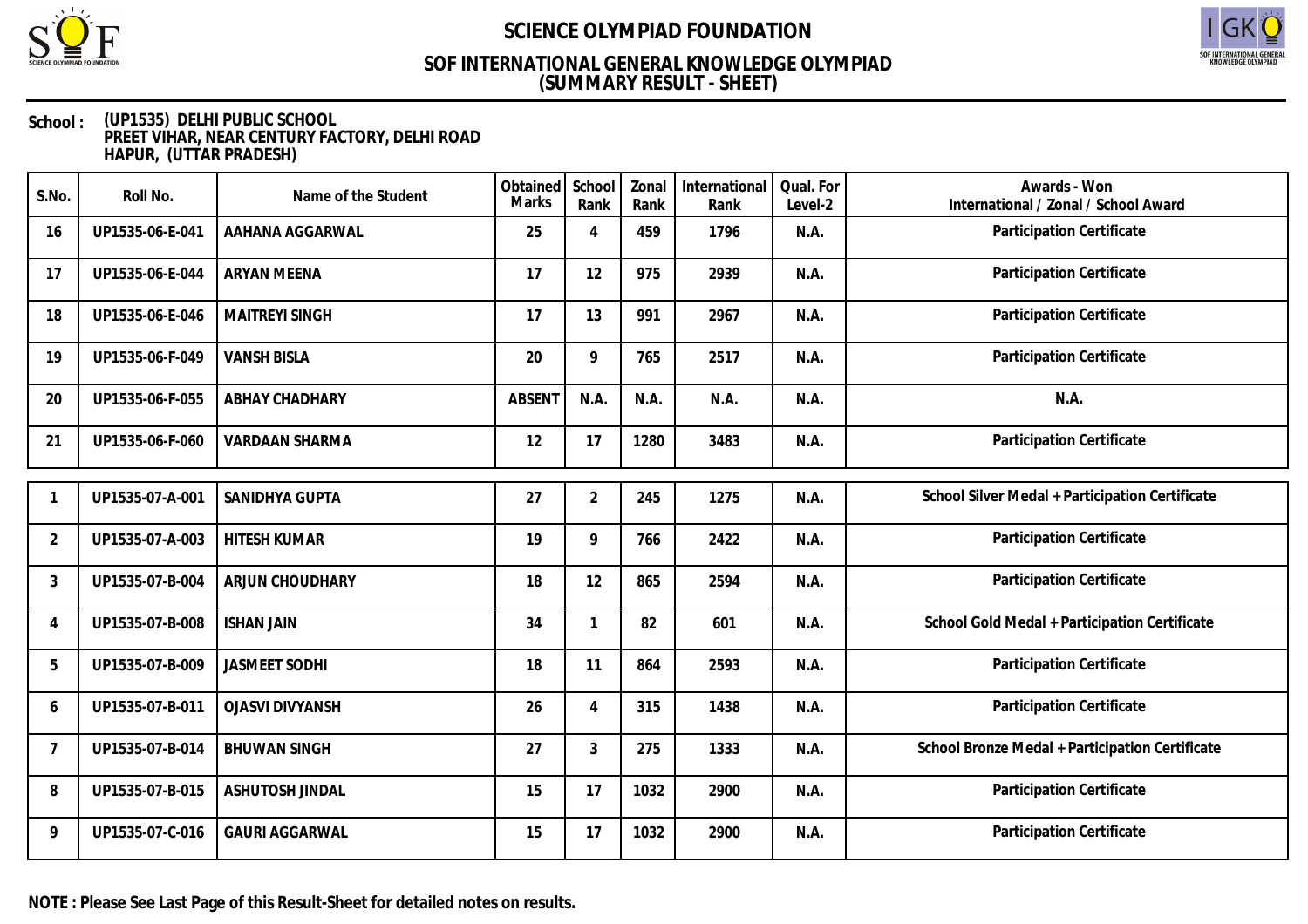# SCIENCE OLYMPIAD FOUNDATION

## SOF INTERNATIONAL GENERAL KNOWLEDGE OLYMPIAD
## (SUMMARY RESULT - SHEET)

**School :** (UP1535) DELHI PUBLIC SCHOOL
PREET VIHAR, NEAR CENTURY FACTORY, DELHI ROAD
HAPUR, (UTTAR PRADESH)

| S.No. | Roll No. | Name of the Student | Obtained Marks | School Rank | Zonal Rank | International Rank | Qual. For Level-2 | Awards - Won International / Zonal / School Award |
|---|---|---|---|---|---|---|---|---|
| 16 | UP1535-06-E-041 | AAHANA AGGARWAL | 25 | 4 | 459 | 1796 | N.A. | Participation Certificate |
| 17 | UP1535-06-E-044 | ARYAN MEENA | 17 | 12 | 975 | 2939 | N.A. | Participation Certificate |
| 18 | UP1535-06-E-046 | MAITREYI SINGH | 17 | 13 | 991 | 2967 | N.A. | Participation Certificate |
| 19 | UP1535-06-F-049 | VANSH BISLA | 20 | 9 | 765 | 2517 | N.A. | Participation Certificate |
| 20 | UP1535-06-F-055 | ABHAY CHADHARY | ABSENT | N.A. | N.A. | N.A. | N.A. | N.A. |
| 21 | UP1535-06-F-060 | VARDAAN SHARMA | 12 | 17 | 1280 | 3483 | N.A. | Participation Certificate |

| S.No. | Roll No. | Name of the Student | Obtained Marks | School Rank | Zonal Rank | International Rank | Qual. For Level-2 | Awards - Won International / Zonal / School Award |
|---|---|---|---|---|---|---|---|---|
| 1 | UP1535-07-A-001 | SANIDHYA GUPTA | 27 | 2 | 245 | 1275 | N.A. | School Silver Medal + Participation Certificate |
| 2 | UP1535-07-A-003 | HITESH KUMAR | 19 | 9 | 766 | 2422 | N.A. | Participation Certificate |
| 3 | UP1535-07-B-004 | ARJUN CHOUDHARY | 18 | 12 | 865 | 2594 | N.A. | Participation Certificate |
| 4 | UP1535-07-B-008 | ISHAN JAIN | 34 | 1 | 82 | 601 | N.A. | School Gold Medal + Participation Certificate |
| 5 | UP1535-07-B-009 | JASMEET SODHI | 18 | 11 | 864 | 2593 | N.A. | Participation Certificate |
| 6 | UP1535-07-B-011 | OJASVI DIVYANSH | 26 | 4 | 315 | 1438 | N.A. | Participation Certificate |
| 7 | UP1535-07-B-014 | BHUWAN SINGH | 27 | 3 | 275 | 1333 | N.A. | School Bronze Medal + Participation Certificate |
| 8 | UP1535-07-B-015 | ASHUTOSH JINDAL | 15 | 17 | 1032 | 2900 | N.A. | Participation Certificate |
| 9 | UP1535-07-C-016 | GAURI AGGARWAL | 15 | 17 | 1032 | 2900 | N.A. | Participation Certificate |

**NOTE : Please See Last Page of this Result-Sheet for detailed notes on results.**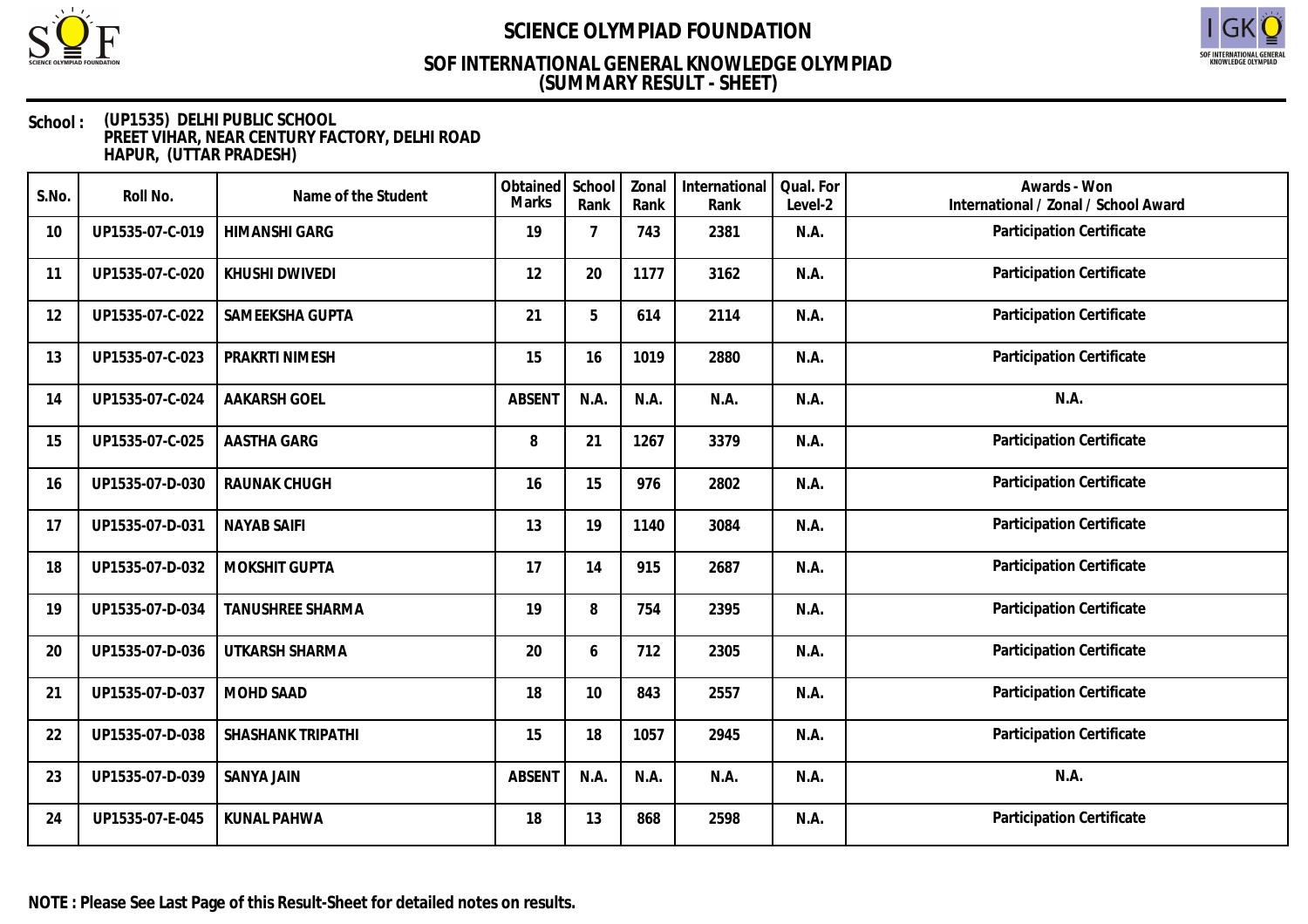# SCIENCE OLYMPIAD FOUNDATION

## SOF INTERNATIONAL GENERAL KNOWLEDGE OLYMPIAD
## (SUMMARY RESULT - SHEET)

**School :** (UP1535) DELHI PUBLIC SCHOOL
PREET VIHAR, NEAR CENTURY FACTORY, DELHI ROAD
HAPUR, (UTTAR PRADESH)

| S.No. | Roll No. | Name of the Student | Obtained Marks | School Rank | Zonal Rank | International Rank | Qual. For Level-2 | Awards - Won International / Zonal / School Award |
|---|---|---|---|---|---|---|---|---|
| 10 | UP1535-07-C-019 | HIMANSHI GARG | 19 | 7 | 743 | 2381 | N.A. | Participation Certificate |
| 11 | UP1535-07-C-020 | KHUSHI DWIVEDI | 12 | 20 | 1177 | 3162 | N.A. | Participation Certificate |
| 12 | UP1535-07-C-022 | SAMEEKSHA GUPTA | 21 | 5 | 614 | 2114 | N.A. | Participation Certificate |
| 13 | UP1535-07-C-023 | PRAKRTI NIMESH | 15 | 16 | 1019 | 2880 | N.A. | Participation Certificate |
| 14 | UP1535-07-C-024 | AAKARSH GOEL | ABSENT | N.A. | N.A. | N.A. | N.A. | N.A. |
| 15 | UP1535-07-C-025 | AASTHA GARG | 8 | 21 | 1267 | 3379 | N.A. | Participation Certificate |
| 16 | UP1535-07-D-030 | RAUNAK CHUGH | 16 | 15 | 976 | 2802 | N.A. | Participation Certificate |
| 17 | UP1535-07-D-031 | NAYAB SAIFI | 13 | 19 | 1140 | 3084 | N.A. | Participation Certificate |
| 18 | UP1535-07-D-032 | MOKSHIT GUPTA | 17 | 14 | 915 | 2687 | N.A. | Participation Certificate |
| 19 | UP1535-07-D-034 | TANUSHREE SHARMA | 19 | 8 | 754 | 2395 | N.A. | Participation Certificate |
| 20 | UP1535-07-D-036 | UTKARSH SHARMA | 20 | 6 | 712 | 2305 | N.A. | Participation Certificate |
| 21 | UP1535-07-D-037 | MOHD SAAD | 18 | 10 | 843 | 2557 | N.A. | Participation Certificate |
| 22 | UP1535-07-D-038 | SHASHANK TRIPATHI | 15 | 18 | 1057 | 2945 | N.A. | Participation Certificate |
| 23 | UP1535-07-D-039 | SANYA JAIN | ABSENT | N.A. | N.A. | N.A. | N.A. | N.A. |
| 24 | UP1535-07-E-045 | KUNAL PAHWA | 18 | 13 | 868 | 2598 | N.A. | Participation Certificate |

**NOTE : Please See Last Page of this Result-Sheet for detailed notes on results.**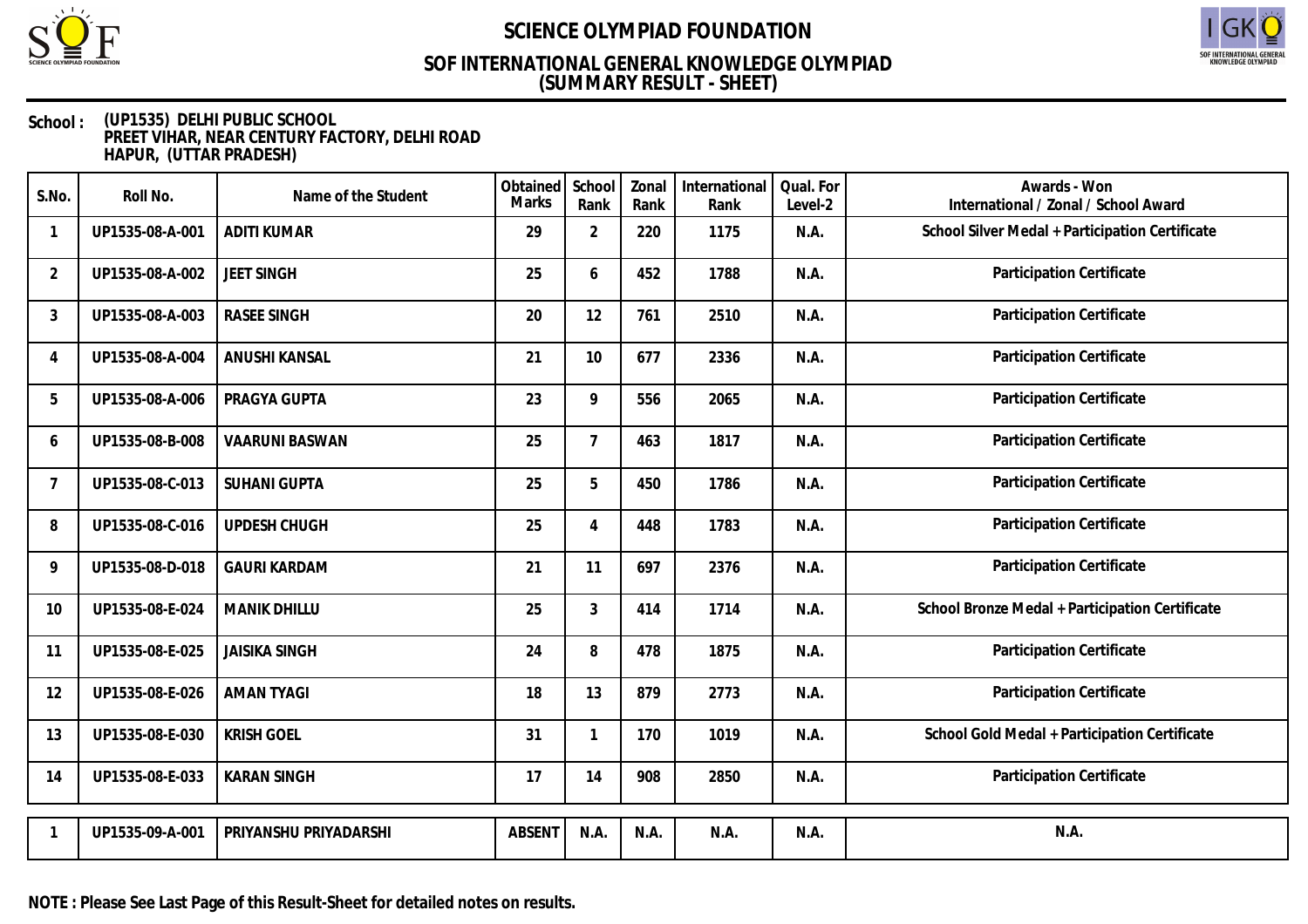# SCIENCE OLYMPIAD FOUNDATION

## SOF INTERNATIONAL GENERAL KNOWLEDGE OLYMPIAD
## (SUMMARY RESULT - SHEET)

**School :** (UP1535) DELHI PUBLIC SCHOOL
PREET VIHAR, NEAR CENTURY FACTORY, DELHI ROAD
HAPUR, (UTTAR PRADESH)

| S.No. | Roll No. | Name of the Student | Obtained Marks | School Rank | Zonal Rank | International Rank | Qual. For Level-2 | Awards - Won International / Zonal / School Award |
|---|---|---|---|---|---|---|---|---|
| 1 | UP1535-08-A-001 | ADITI KUMAR | 29 | 2 | 220 | 1175 | N.A. | School Silver Medal + Participation Certificate |
| 2 | UP1535-08-A-002 | JEET SINGH | 25 | 6 | 452 | 1788 | N.A. | Participation Certificate |
| 3 | UP1535-08-A-003 | RASEE SINGH | 20 | 12 | 761 | 2510 | N.A. | Participation Certificate |
| 4 | UP1535-08-A-004 | ANUSHI KANSAL | 21 | 10 | 677 | 2336 | N.A. | Participation Certificate |
| 5 | UP1535-08-A-006 | PRAGYA GUPTA | 23 | 9 | 556 | 2065 | N.A. | Participation Certificate |
| 6 | UP1535-08-B-008 | VAARUNI BASWAN | 25 | 7 | 463 | 1817 | N.A. | Participation Certificate |
| 7 | UP1535-08-C-013 | SUHANI GUPTA | 25 | 5 | 450 | 1786 | N.A. | Participation Certificate |
| 8 | UP1535-08-C-016 | UPDESH CHUGH | 25 | 4 | 448 | 1783 | N.A. | Participation Certificate |
| 9 | UP1535-08-D-018 | GAURI KARDAM | 21 | 11 | 697 | 2376 | N.A. | Participation Certificate |
| 10 | UP1535-08-E-024 | MANIK DHILLU | 25 | 3 | 414 | 1714 | N.A. | School Bronze Medal + Participation Certificate |
| 11 | UP1535-08-E-025 | JAISIKA SINGH | 24 | 8 | 478 | 1875 | N.A. | Participation Certificate |
| 12 | UP1535-08-E-026 | AMAN TYAGI | 18 | 13 | 879 | 2773 | N.A. | Participation Certificate |
| 13 | UP1535-08-E-030 | KRISH GOEL | 31 | 1 | 170 | 1019 | N.A. | School Gold Medal + Participation Certificate |
| 14 | UP1535-08-E-033 | KARAN SINGH | 17 | 14 | 908 | 2850 | N.A. | Participation Certificate |
| 1 | UP1535-09-A-001 | PRIYANSHU PRIYADARSHI | ABSENT | N.A. | N.A. | N.A. | N.A. | N.A. |

**NOTE : Please See Last Page of this Result-Sheet for detailed notes on results.**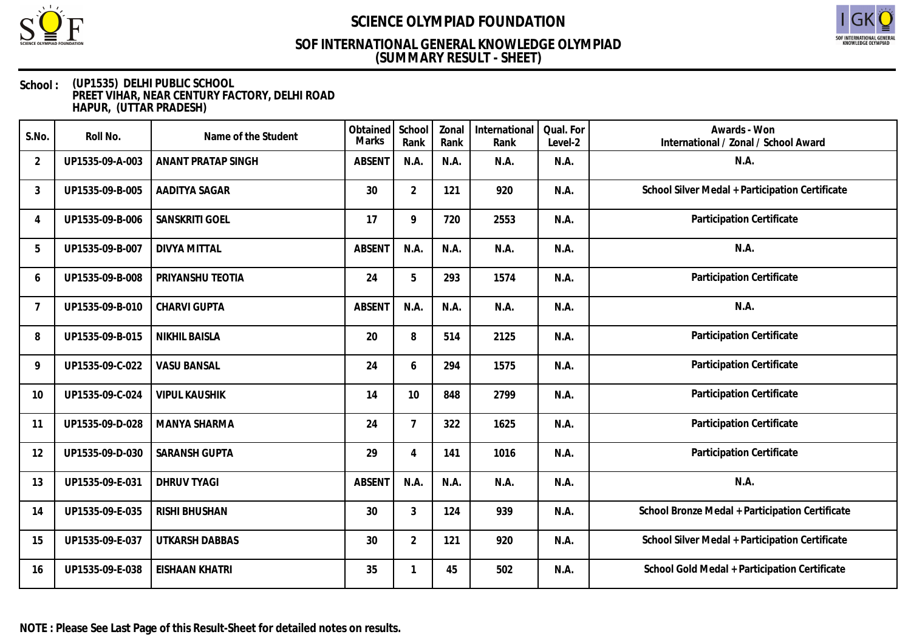# SCIENCE OLYMPIAD FOUNDATION

## SOF INTERNATIONAL GENERAL KNOWLEDGE OLYMPIAD
## (SUMMARY RESULT - SHEET)

**School :** (UP1535) DELHI PUBLIC SCHOOL
PREET VIHAR, NEAR CENTURY FACTORY, DELHI ROAD
HAPUR, (UTTAR PRADESH)

| S.No. | Roll No. | Name of the Student | Obtained Marks | School Rank | Zonal Rank | International Rank | Qual. For Level-2 | Awards - Won International / Zonal / School Award |
|---|---|---|---|---|---|---|---|---|
| 2 | UP1535-09-A-003 | ANANT PRATAP SINGH | ABSENT | N.A. | N.A. | N.A. | N.A. | N.A. |
| 3 | UP1535-09-B-005 | AADITYA SAGAR | 30 | 2 | 121 | 920 | N.A. | School Silver Medal + Participation Certificate |
| 4 | UP1535-09-B-006 | SANSKRITI GOEL | 17 | 9 | 720 | 2553 | N.A. | Participation Certificate |
| 5 | UP1535-09-B-007 | DIVYA MITTAL | ABSENT | N.A. | N.A. | N.A. | N.A. | N.A. |
| 6 | UP1535-09-B-008 | PRIYANSHU TEOTIA | 24 | 5 | 293 | 1574 | N.A. | Participation Certificate |
| 7 | UP1535-09-B-010 | CHARVI GUPTA | ABSENT | N.A. | N.A. | N.A. | N.A. | N.A. |
| 8 | UP1535-09-B-015 | NIKHIL BAISLA | 20 | 8 | 514 | 2125 | N.A. | Participation Certificate |
| 9 | UP1535-09-C-022 | VASU BANSAL | 24 | 6 | 294 | 1575 | N.A. | Participation Certificate |
| 10 | UP1535-09-C-024 | VIPUL KAUSHIK | 14 | 10 | 848 | 2799 | N.A. | Participation Certificate |
| 11 | UP1535-09-D-028 | MANYA SHARMA | 24 | 7 | 322 | 1625 | N.A. | Participation Certificate |
| 12 | UP1535-09-D-030 | SARANSH GUPTA | 29 | 4 | 141 | 1016 | N.A. | Participation Certificate |
| 13 | UP1535-09-E-031 | DHRUV TYAGI | ABSENT | N.A. | N.A. | N.A. | N.A. | N.A. |
| 14 | UP1535-09-E-035 | RISHI BHUSHAN | 30 | 3 | 124 | 939 | N.A. | School Bronze Medal + Participation Certificate |
| 15 | UP1535-09-E-037 | UTKARSH DABBAS | 30 | 2 | 121 | 920 | N.A. | School Silver Medal + Participation Certificate |
| 16 | UP1535-09-E-038 | EISHAAN KHATRI | 35 | 1 | 45 | 502 | N.A. | School Gold Medal + Participation Certificate |

**NOTE : Please See Last Page of this Result-Sheet for detailed notes on results.**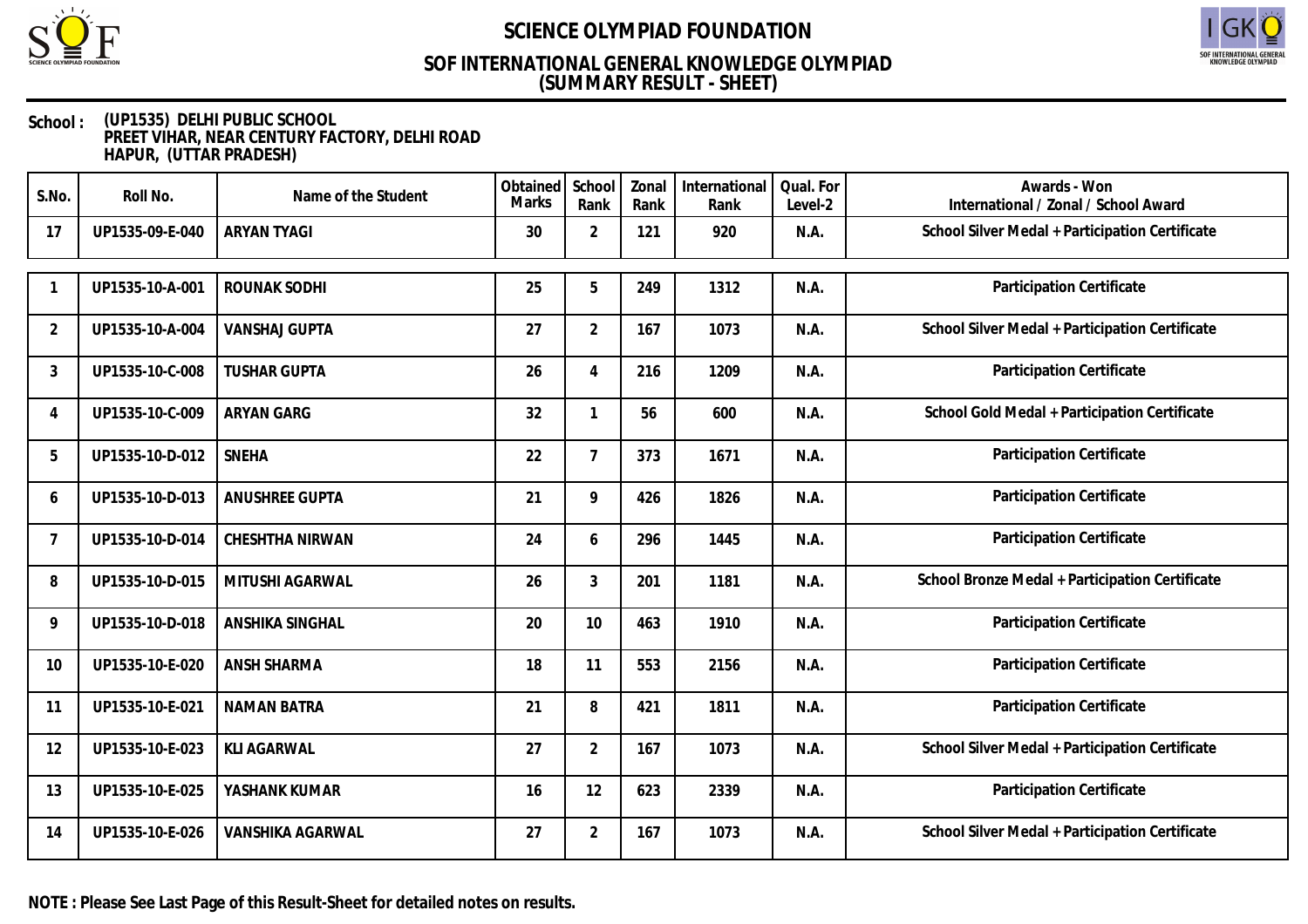# SCIENCE OLYMPIAD FOUNDATION

## SOF INTERNATIONAL GENERAL KNOWLEDGE OLYMPIAD
## (SUMMARY RESULT - SHEET)

**School :** (UP1535) DELHI PUBLIC SCHOOL
PREET VIHAR, NEAR CENTURY FACTORY, DELHI ROAD
HAPUR, (UTTAR PRADESH)

| S.No. | Roll No. | Name of the Student | Obtained Marks | School Rank | Zonal Rank | International Rank | Qual. For Level-2 | Awards - Won International / Zonal / School Award |
|---|---|---|---|---|---|---|---|---|
| 17 | UP1535-09-E-040 | ARYAN TYAGI | 30 | 2 | 121 | 920 | N.A. | School Silver Medal + Participation Certificate |

| S.No. | Roll No. | Name of the Student | Obtained Marks | School Rank | Zonal Rank | International Rank | Qual. For Level-2 | Awards - Won International / Zonal / School Award |
|---|---|---|---|---|---|---|---|---|
| 1 | UP1535-10-A-001 | ROUNAK SODHI | 25 | 5 | 249 | 1312 | N.A. | Participation Certificate |
| 2 | UP1535-10-A-004 | VANSHAJ GUPTA | 27 | 2 | 167 | 1073 | N.A. | School Silver Medal + Participation Certificate |
| 3 | UP1535-10-C-008 | TUSHAR GUPTA | 26 | 4 | 216 | 1209 | N.A. | Participation Certificate |
| 4 | UP1535-10-C-009 | ARYAN GARG | 32 | 1 | 56 | 600 | N.A. | School Gold Medal + Participation Certificate |
| 5 | UP1535-10-D-012 | SNEHA | 22 | 7 | 373 | 1671 | N.A. | Participation Certificate |
| 6 | UP1535-10-D-013 | ANUSHREE GUPTA | 21 | 9 | 426 | 1826 | N.A. | Participation Certificate |
| 7 | UP1535-10-D-014 | CHESHTHA NIRWAN | 24 | 6 | 296 | 1445 | N.A. | Participation Certificate |
| 8 | UP1535-10-D-015 | MITUSHI AGARWAL | 26 | 3 | 201 | 1181 | N.A. | School Bronze Medal + Participation Certificate |
| 9 | UP1535-10-D-018 | ANSHIKA SINGHAL | 20 | 10 | 463 | 1910 | N.A. | Participation Certificate |
| 10 | UP1535-10-E-020 | ANSH SHARMA | 18 | 11 | 553 | 2156 | N.A. | Participation Certificate |
| 11 | UP1535-10-E-021 | NAMAN BATRA | 21 | 8 | 421 | 1811 | N.A. | Participation Certificate |
| 12 | UP1535-10-E-023 | KLI AGARWAL | 27 | 2 | 167 | 1073 | N.A. | School Silver Medal + Participation Certificate |
| 13 | UP1535-10-E-025 | YASHANK KUMAR | 16 | 12 | 623 | 2339 | N.A. | Participation Certificate |
| 14 | UP1535-10-E-026 | VANSHIKA AGARWAL | 27 | 2 | 167 | 1073 | N.A. | School Silver Medal + Participation Certificate |

**NOTE : Please See Last Page of this Result-Sheet for detailed notes on results.**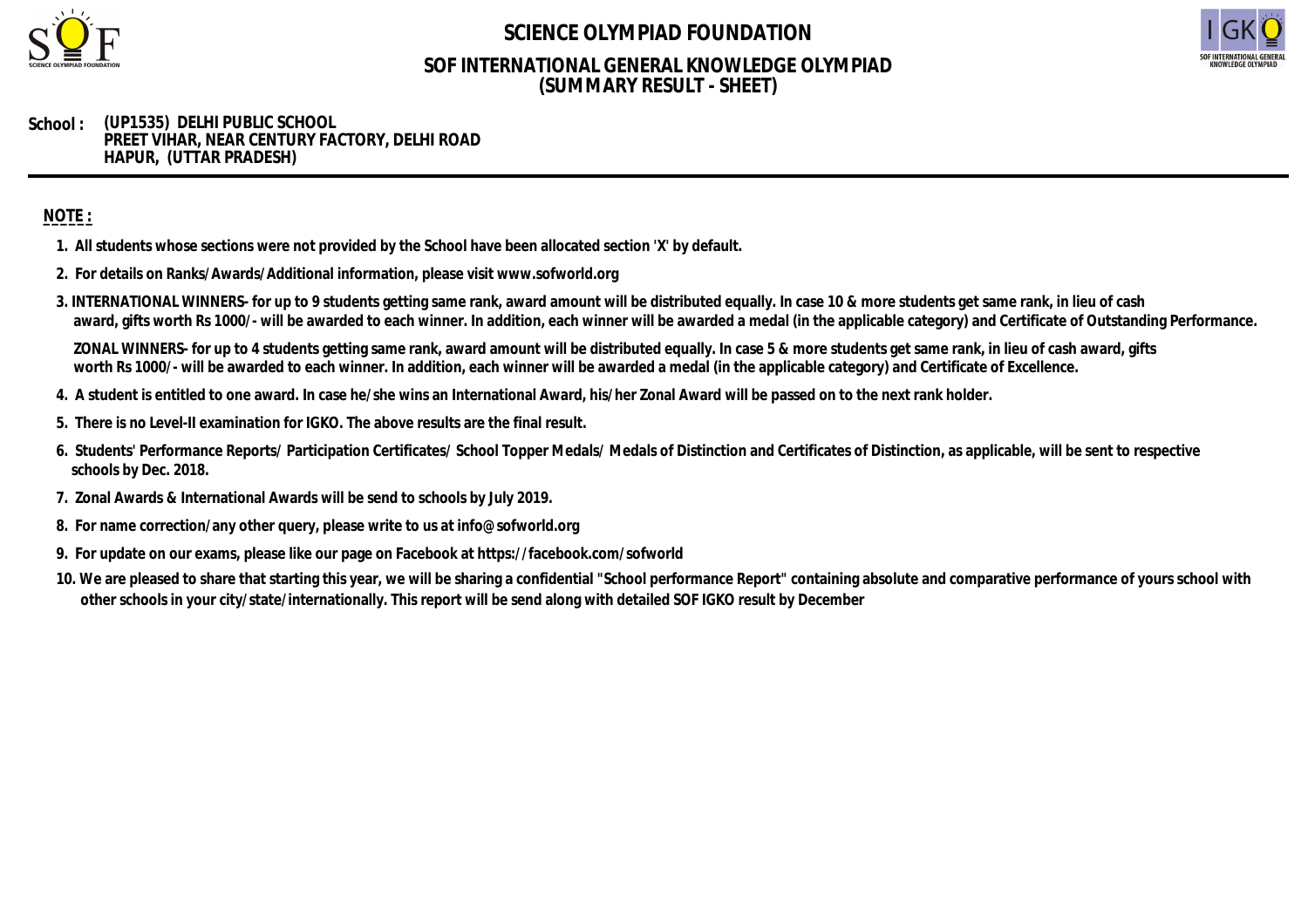# SCIENCE OLYMPIAD FOUNDATION

## SOF INTERNATIONAL GENERAL KNOWLEDGE OLYMPIAD
## (SUMMARY RESULT - SHEET)

**School :** **(UP1535) DELHI PUBLIC SCHOOL**
**PREET VIHAR, NEAR CENTURY FACTORY, DELHI ROAD**
**HAPUR, (UTTAR PRADESH)**

---

**NOTE :**

1. All students whose sections were not provided by the School have been allocated section 'X' by default.
2. For details on Ranks/Awards/Additional information, please visit www.sofworld.org
3. INTERNATIONAL WINNERS- for up to 9 students getting same rank, award amount will be distributed equally. In case 10 & more students get same rank, in lieu of cash award, gifts worth Rs 1000/- will be awarded to each winner. In addition, each winner will be awarded a medal (in the applicable category) and Certificate of Outstanding Performance.

   ZONAL WINNERS- for up to 4 students getting same rank, award amount will be distributed equally. In case 5 & more students get same rank, in lieu of cash award, gifts worth Rs 1000/- will be awarded to each winner. In addition, each winner will be awarded a medal (in the applicable category) and Certificate of Excellence.
4. A student is entitled to one award. In case he/she wins an International Award, his/her Zonal Award will be passed on to the next rank holder.
5. There is no Level-II examination for IGKO. The above results are the final result.
6. Students' Performance Reports/ Participation Certificates/ School Topper Medals/ Medals of Distinction and Certificates of Distinction, as applicable, will be sent to respective schools by Dec. 2018.
7. Zonal Awards & International Awards will be send to schools by July 2019.
8. For name correction/any other query, please write to us at info@sofworld.org
9. For update on our exams, please like our page on Facebook at https://facebook.com/sofworld
10. We are pleased to share that starting this year, we will be sharing a confidential "School performance Report" containing absolute and comparative performance of yours school with other schools in your city/state/internationally. This report will be send along with detailed SOF IGKO result by December